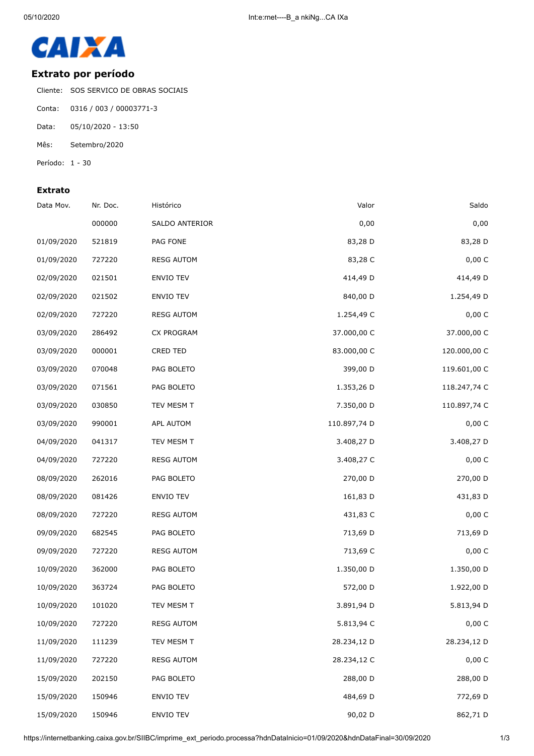CAIXA

## Extrato por período

Cliente: SOS SERVICO DE OBRAS SOCIAIS

Conta: 0316 / 003 / 00003771-3

Data: 05/10/2020 - 13:50

Mês: Setembro/2020

Período: 1 - 30

### Extrato

| Data Mov. | Nr. Doc. | Histórico | Valor | Saldo |
|---|---|---|---|---|
| | 000000 | SALDO ANTERIOR | 0,00 | 0,00 |
| 01/09/2020 | 521819 | PAG FONE | 83,28 D | 83,28 D |
| 01/09/2020 | 727220 | RESG AUTOM | 83,28 C | 0,00 C |
| 02/09/2020 | 021501 | ENVIO TEV | 414,49 D | 414,49 D |
| 02/09/2020 | 021502 | ENVIO TEV | 840,00 D | 1.254,49 D |
| 02/09/2020 | 727220 | RESG AUTOM | 1.254,49 C | 0,00 C |
| 03/09/2020 | 286492 | CX PROGRAM | 37.000,00 C | 37.000,00 C |
| 03/09/2020 | 000001 | CRED TED | 83.000,00 C | 120.000,00 C |
| 03/09/2020 | 070048 | PAG BOLETO | 399,00 D | 119.601,00 C |
| 03/09/2020 | 071561 | PAG BOLETO | 1.353,26 D | 118.247,74 C |
| 03/09/2020 | 030850 | TEV MESM T | 7.350,00 D | 110.897,74 C |
| 03/09/2020 | 990001 | APL AUTOM | 110.897,74 D | 0,00 C |
| 04/09/2020 | 041317 | TEV MESM T | 3.408,27 D | 3.408,27 D |
| 04/09/2020 | 727220 | RESG AUTOM | 3.408,27 C | 0,00 C |
| 08/09/2020 | 262016 | PAG BOLETO | 270,00 D | 270,00 D |
| 08/09/2020 | 081426 | ENVIO TEV | 161,83 D | 431,83 D |
| 08/09/2020 | 727220 | RESG AUTOM | 431,83 C | 0,00 C |
| 09/09/2020 | 682545 | PAG BOLETO | 713,69 D | 713,69 D |
| 09/09/2020 | 727220 | RESG AUTOM | 713,69 C | 0,00 C |
| 10/09/2020 | 362000 | PAG BOLETO | 1.350,00 D | 1.350,00 D |
| 10/09/2020 | 363724 | PAG BOLETO | 572,00 D | 1.922,00 D |
| 10/09/2020 | 101020 | TEV MESM T | 3.891,94 D | 5.813,94 D |
| 10/09/2020 | 727220 | RESG AUTOM | 5.813,94 C | 0,00 C |
| 11/09/2020 | 111239 | TEV MESM T | 28.234,12 D | 28.234,12 D |
| 11/09/2020 | 727220 | RESG AUTOM | 28.234,12 C | 0,00 C |
| 15/09/2020 | 202150 | PAG BOLETO | 288,00 D | 288,00 D |
| 15/09/2020 | 150946 | ENVIO TEV | 484,69 D | 772,69 D |
| 15/09/2020 | 150946 | ENVIO TEV | 90,02 D | 862,71 D |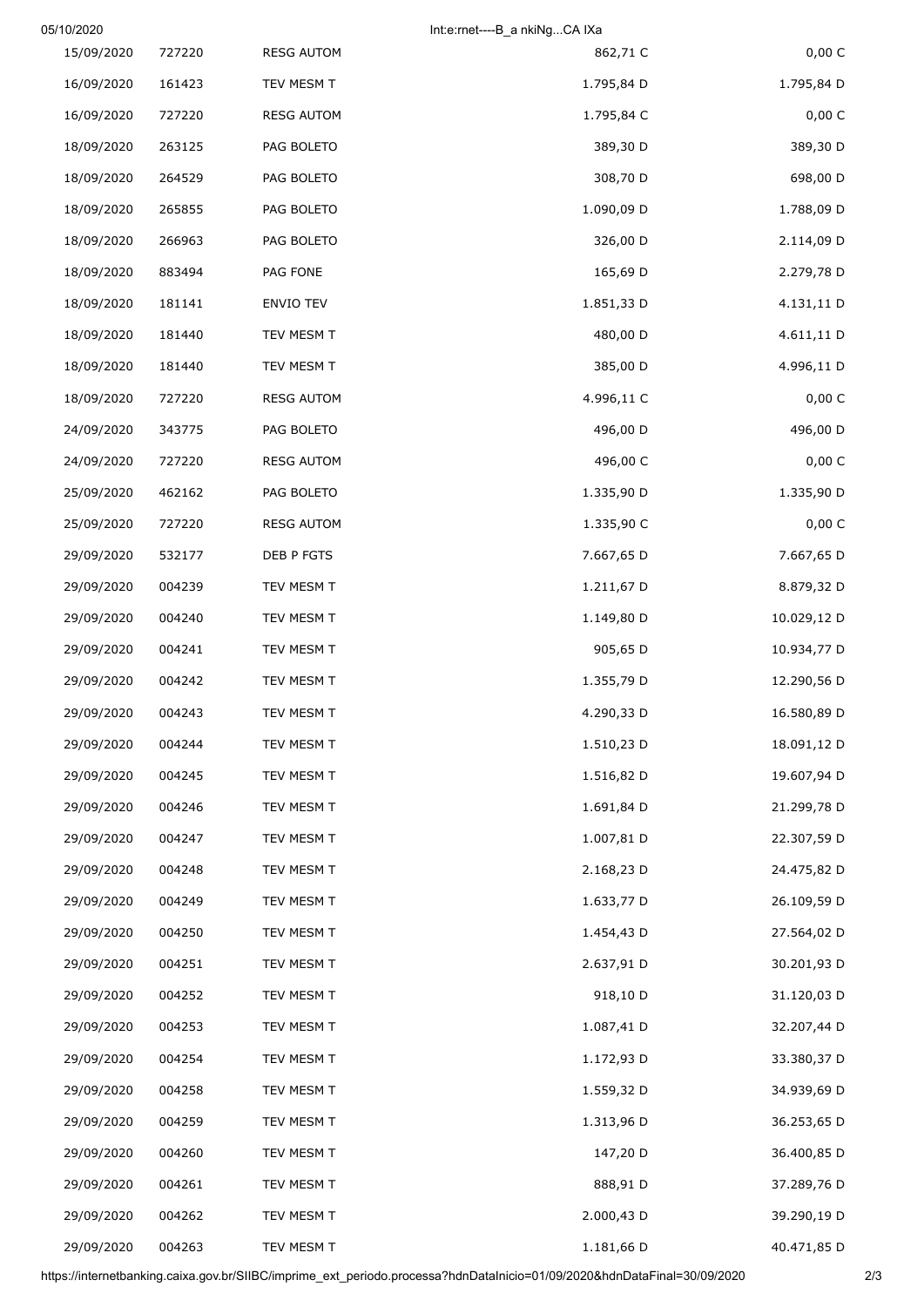| | | | | |
|---|---|---|---|---|
| 15/09/2020 | 727220 | RESG AUTOM | 862,71 C | 0,00 C |
| 16/09/2020 | 161423 | TEV MESM T | 1.795,84 D | 1.795,84 D |
| 16/09/2020 | 727220 | RESG AUTOM | 1.795,84 C | 0,00 C |
| 18/09/2020 | 263125 | PAG BOLETO | 389,30 D | 389,30 D |
| 18/09/2020 | 264529 | PAG BOLETO | 308,70 D | 698,00 D |
| 18/09/2020 | 265855 | PAG BOLETO | 1.090,09 D | 1.788,09 D |
| 18/09/2020 | 266963 | PAG BOLETO | 326,00 D | 2.114,09 D |
| 18/09/2020 | 883494 | PAG FONE | 165,69 D | 2.279,78 D |
| 18/09/2020 | 181141 | ENVIO TEV | 1.851,33 D | 4.131,11 D |
| 18/09/2020 | 181440 | TEV MESM T | 480,00 D | 4.611,11 D |
| 18/09/2020 | 181440 | TEV MESM T | 385,00 D | 4.996,11 D |
| 18/09/2020 | 727220 | RESG AUTOM | 4.996,11 C | 0,00 C |
| 24/09/2020 | 343775 | PAG BOLETO | 496,00 D | 496,00 D |
| 24/09/2020 | 727220 | RESG AUTOM | 496,00 C | 0,00 C |
| 25/09/2020 | 462162 | PAG BOLETO | 1.335,90 D | 1.335,90 D |
| 25/09/2020 | 727220 | RESG AUTOM | 1.335,90 C | 0,00 C |
| 29/09/2020 | 532177 | DEB P FGTS | 7.667,65 D | 7.667,65 D |
| 29/09/2020 | 004239 | TEV MESM T | 1.211,67 D | 8.879,32 D |
| 29/09/2020 | 004240 | TEV MESM T | 1.149,80 D | 10.029,12 D |
| 29/09/2020 | 004241 | TEV MESM T | 905,65 D | 10.934,77 D |
| 29/09/2020 | 004242 | TEV MESM T | 1.355,79 D | 12.290,56 D |
| 29/09/2020 | 004243 | TEV MESM T | 4.290,33 D | 16.580,89 D |
| 29/09/2020 | 004244 | TEV MESM T | 1.510,23 D | 18.091,12 D |
| 29/09/2020 | 004245 | TEV MESM T | 1.516,82 D | 19.607,94 D |
| 29/09/2020 | 004246 | TEV MESM T | 1.691,84 D | 21.299,78 D |
| 29/09/2020 | 004247 | TEV MESM T | 1.007,81 D | 22.307,59 D |
| 29/09/2020 | 004248 | TEV MESM T | 2.168,23 D | 24.475,82 D |
| 29/09/2020 | 004249 | TEV MESM T | 1.633,77 D | 26.109,59 D |
| 29/09/2020 | 004250 | TEV MESM T | 1.454,43 D | 27.564,02 D |
| 29/09/2020 | 004251 | TEV MESM T | 2.637,91 D | 30.201,93 D |
| 29/09/2020 | 004252 | TEV MESM T | 918,10 D | 31.120,03 D |
| 29/09/2020 | 004253 | TEV MESM T | 1.087,41 D | 32.207,44 D |
| 29/09/2020 | 004254 | TEV MESM T | 1.172,93 D | 33.380,37 D |
| 29/09/2020 | 004258 | TEV MESM T | 1.559,32 D | 34.939,69 D |
| 29/09/2020 | 004259 | TEV MESM T | 1.313,96 D | 36.253,65 D |
| 29/09/2020 | 004260 | TEV MESM T | 147,20 D | 36.400,85 D |
| 29/09/2020 | 004261 | TEV MESM T | 888,91 D | 37.289,76 D |
| 29/09/2020 | 004262 | TEV MESM T | 2.000,43 D | 39.290,19 D |
| 29/09/2020 | 004263 | TEV MESM T | 1.181,66 D | 40.471,85 D |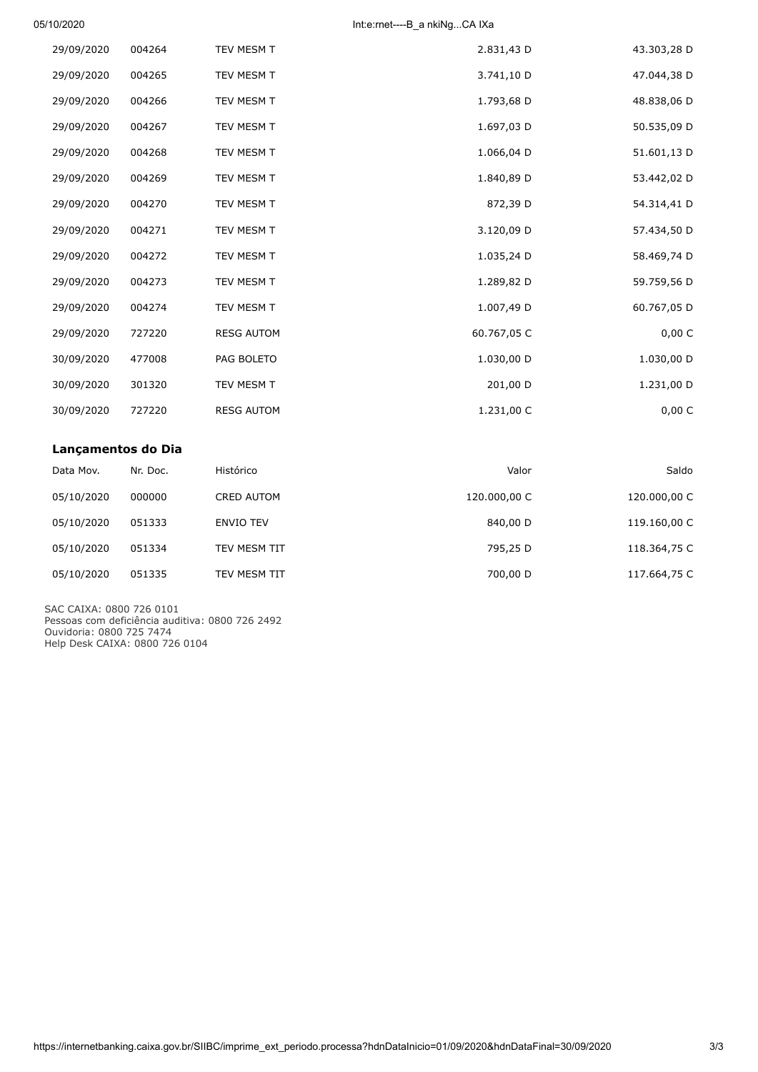| | | | | |
|---|---|---|---|---|
| 29/09/2020 | 004264 | TEV MESM T | 2.831,43 D | 43.303,28 D |
| 29/09/2020 | 004265 | TEV MESM T | 3.741,10 D | 47.044,38 D |
| 29/09/2020 | 004266 | TEV MESM T | 1.793,68 D | 48.838,06 D |
| 29/09/2020 | 004267 | TEV MESM T | 1.697,03 D | 50.535,09 D |
| 29/09/2020 | 004268 | TEV MESM T | 1.066,04 D | 51.601,13 D |
| 29/09/2020 | 004269 | TEV MESM T | 1.840,89 D | 53.442,02 D |
| 29/09/2020 | 004270 | TEV MESM T | 872,39 D | 54.314,41 D |
| 29/09/2020 | 004271 | TEV MESM T | 3.120,09 D | 57.434,50 D |
| 29/09/2020 | 004272 | TEV MESM T | 1.035,24 D | 58.469,74 D |
| 29/09/2020 | 004273 | TEV MESM T | 1.289,82 D | 59.759,56 D |
| 29/09/2020 | 004274 | TEV MESM T | 1.007,49 D | 60.767,05 D |
| 29/09/2020 | 727220 | RESG AUTOM | 60.767,05 C | 0,00 C |
| 30/09/2020 | 477008 | PAG BOLETO | 1.030,00 D | 1.030,00 D |
| 30/09/2020 | 301320 | TEV MESM T | 201,00 D | 1.231,00 D |
| 30/09/2020 | 727220 | RESG AUTOM | 1.231,00 C | 0,00 C |

### Lançamentos do Dia

| Data Mov. | Nr. Doc. | Histórico | Valor | Saldo |
|---|---|---|---|---|
| 05/10/2020 | 000000 | CRED AUTOM | 120.000,00 C | 120.000,00 C |
| 05/10/2020 | 051333 | ENVIO TEV | 840,00 D | 119.160,00 C |
| 05/10/2020 | 051334 | TEV MESM TIT | 795,25 D | 118.364,75 C |
| 05/10/2020 | 051335 | TEV MESM TIT | 700,00 D | 117.664,75 C |

SAC CAIXA: 0800 726 0101
Pessoas com deficiência auditiva: 0800 726 2492
Ouvidoria: 0800 725 7474
Help Desk CAIXA: 0800 726 0104